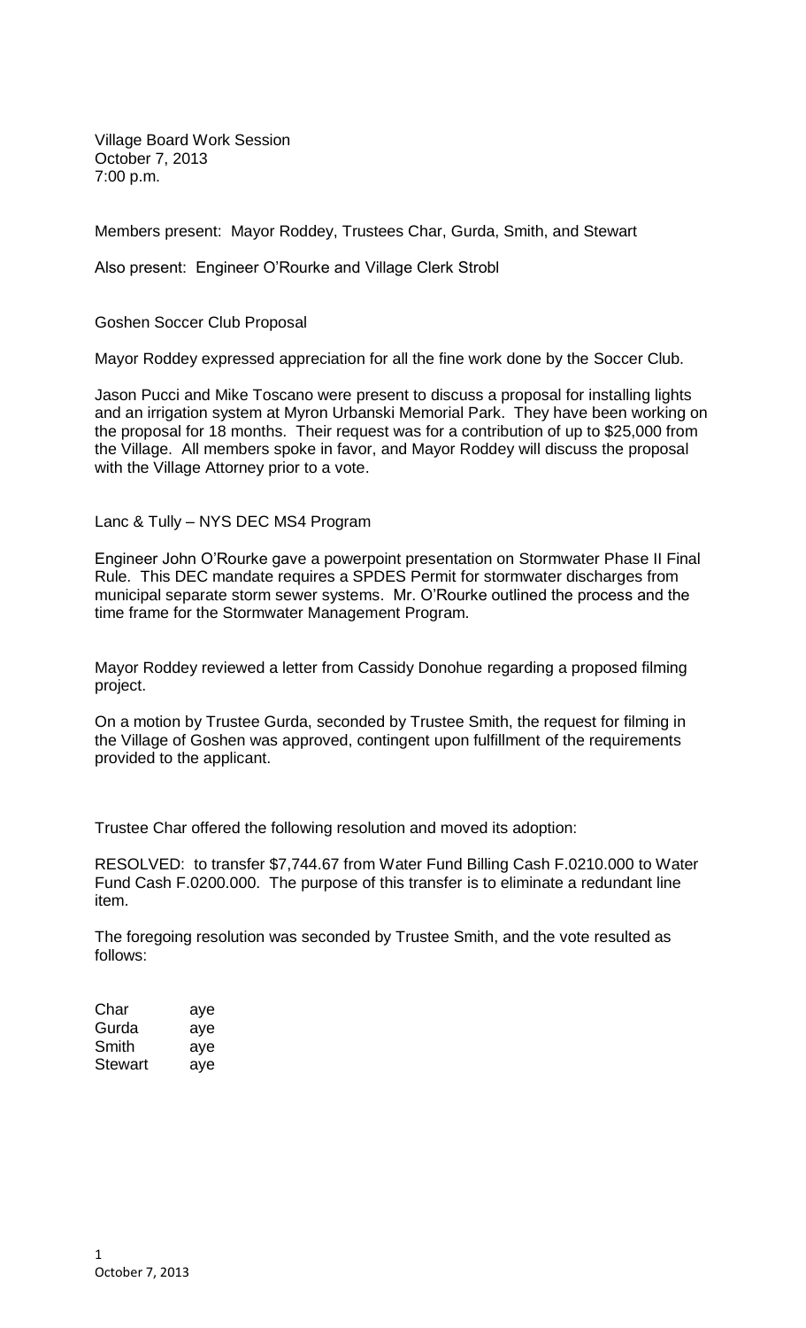Village Board Work Session
October 7, 2013
7:00 p.m.

Members present: Mayor Roddey, Trustees Char, Gurda, Smith, and Stewart

Also present: Engineer O'Rourke and Village Clerk Strobl

Goshen Soccer Club Proposal

Mayor Roddey expressed appreciation for all the fine work done by the Soccer Club.

Jason Pucci and Mike Toscano were present to discuss a proposal for installing lights and an irrigation system at Myron Urbanski Memorial Park. They have been working on the proposal for 18 months. Their request was for a contribution of up to $25,000 from the Village. All members spoke in favor, and Mayor Roddey will discuss the proposal with the Village Attorney prior to a vote.

Lanc & Tully – NYS DEC MS4 Program

Engineer John O'Rourke gave a powerpoint presentation on Stormwater Phase II Final Rule. This DEC mandate requires a SPDES Permit for stormwater discharges from municipal separate storm sewer systems. Mr. O'Rourke outlined the process and the time frame for the Stormwater Management Program.

Mayor Roddey reviewed a letter from Cassidy Donohue regarding a proposed filming project.

On a motion by Trustee Gurda, seconded by Trustee Smith, the request for filming in the Village of Goshen was approved, contingent upon fulfillment of the requirements provided to the applicant.

Trustee Char offered the following resolution and moved its adoption:

RESOLVED: to transfer $7,744.67 from Water Fund Billing Cash F.0210.000 to Water Fund Cash F.0200.000. The purpose of this transfer is to eliminate a redundant line item.

The foregoing resolution was seconded by Trustee Smith, and the vote resulted as follows:

| | |
|---|---|
| Char | aye |
| Gurda | aye |
| Smith | aye |
| Stewart | aye |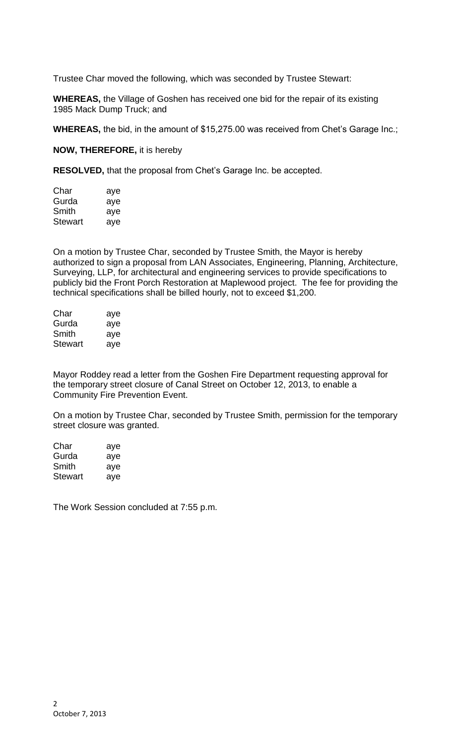Trustee Char moved the following, which was seconded by Trustee Stewart:

**WHEREAS,** the Village of Goshen has received one bid for the repair of its existing 1985 Mack Dump Truck; and

**WHEREAS,** the bid, in the amount of $15,275.00 was received from Chet's Garage Inc.;

**NOW, THEREFORE,** it is hereby

**RESOLVED,** that the proposal from Chet's Garage Inc. be accepted.

| | |
|---|---|
| Char | aye |
| Gurda | aye |
| Smith | aye |
| Stewart | aye |

On a motion by Trustee Char, seconded by Trustee Smith, the Mayor is hereby authorized to sign a proposal from LAN Associates, Engineering, Planning, Architecture, Surveying, LLP, for architectural and engineering services to provide specifications to publicly bid the Front Porch Restoration at Maplewood project. The fee for providing the technical specifications shall be billed hourly, not to exceed $1,200.

| | |
|---|---|
| Char | aye |
| Gurda | aye |
| Smith | aye |
| Stewart | aye |

Mayor Roddey read a letter from the Goshen Fire Department requesting approval for the temporary street closure of Canal Street on October 12, 2013, to enable a Community Fire Prevention Event.

On a motion by Trustee Char, seconded by Trustee Smith, permission for the temporary street closure was granted.

| | |
|---|---|
| Char | aye |
| Gurda | aye |
| Smith | aye |
| Stewart | aye |

The Work Session concluded at 7:55 p.m.